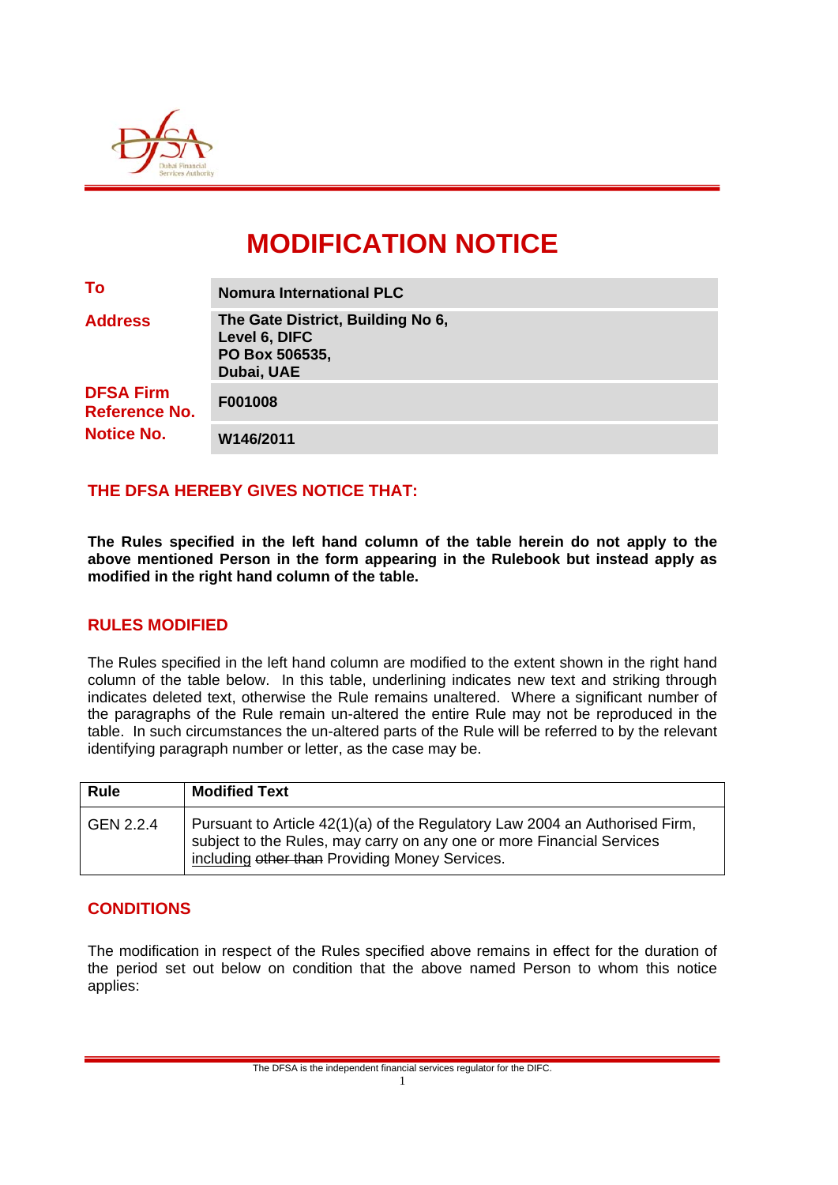# MODIFICATION NOTICE

| | |
|---|---|
| **To** | **Nomura International PLC** |
| **Address** | **The Gate District, Building No 6, Level 6, DIFC PO Box 506535, Dubai, UAE** |
| **DFSA Firm Reference No.** | **F001008** |
| **Notice No.** | **W146/2011** |

## THE DFSA HEREBY GIVES NOTICE THAT:

**The Rules specified in the left hand column of the table herein do not apply to the above mentioned Person in the form appearing in the Rulebook but instead apply as modified in the right hand column of the table.**

## RULES MODIFIED

The Rules specified in the left hand column are modified to the extent shown in the right hand column of the table below. In this table, underlining indicates new text and striking through indicates deleted text, otherwise the Rule remains unaltered. Where a significant number of the paragraphs of the Rule remain un-altered the entire Rule may not be reproduced in the table. In such circumstances the un-altered parts of the Rule will be referred to by the relevant identifying paragraph number or letter, as the case may be.

| Rule | Modified Text |
|---|---|
| GEN 2.2.4 | Pursuant to Article 42(1)(a) of the Regulatory Law 2004 an Authorised Firm, subject to the Rules, may carry on any one or more Financial Services <u>including</u> ~~other than~~ Providing Money Services. |

## CONDITIONS

The modification in respect of the Rules specified above remains in effect for the duration of the period set out below on condition that the above named Person to whom this notice applies: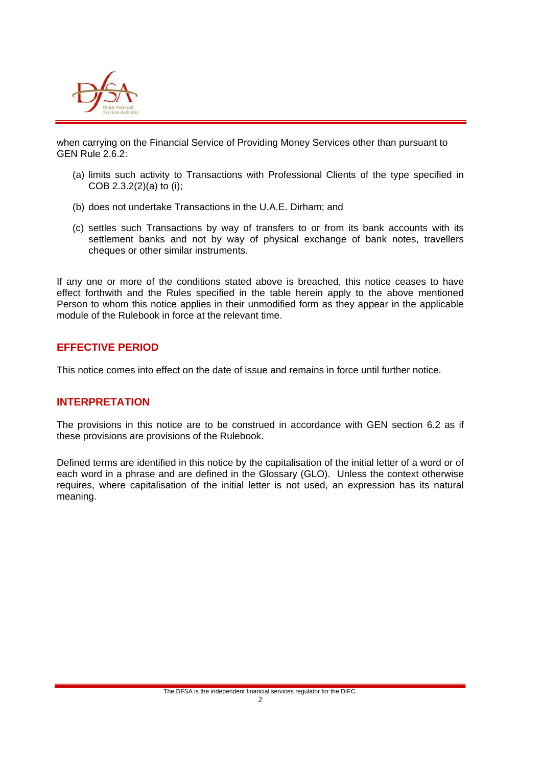when carrying on the Financial Service of Providing Money Services other than pursuant to GEN Rule 2.6.2:

(a) limits such activity to Transactions with Professional Clients of the type specified in COB 2.3.2(2)(a) to (i);

(b) does not undertake Transactions in the U.A.E. Dirham; and

(c) settles such Transactions by way of transfers to or from its bank accounts with its settlement banks and not by way of physical exchange of bank notes, travellers cheques or other similar instruments.

If any one or more of the conditions stated above is breached, this notice ceases to have effect forthwith and the Rules specified in the table herein apply to the above mentioned Person to whom this notice applies in their unmodified form as they appear in the applicable module of the Rulebook in force at the relevant time.

## EFFECTIVE PERIOD

This notice comes into effect on the date of issue and remains in force until further notice.

## INTERPRETATION

The provisions in this notice are to be construed in accordance with GEN section 6.2 as if these provisions are provisions of the Rulebook.

Defined terms are identified in this notice by the capitalisation of the initial letter of a word or of each word in a phrase and are defined in the Glossary (GLO). Unless the context otherwise requires, where capitalisation of the initial letter is not used, an expression has its natural meaning.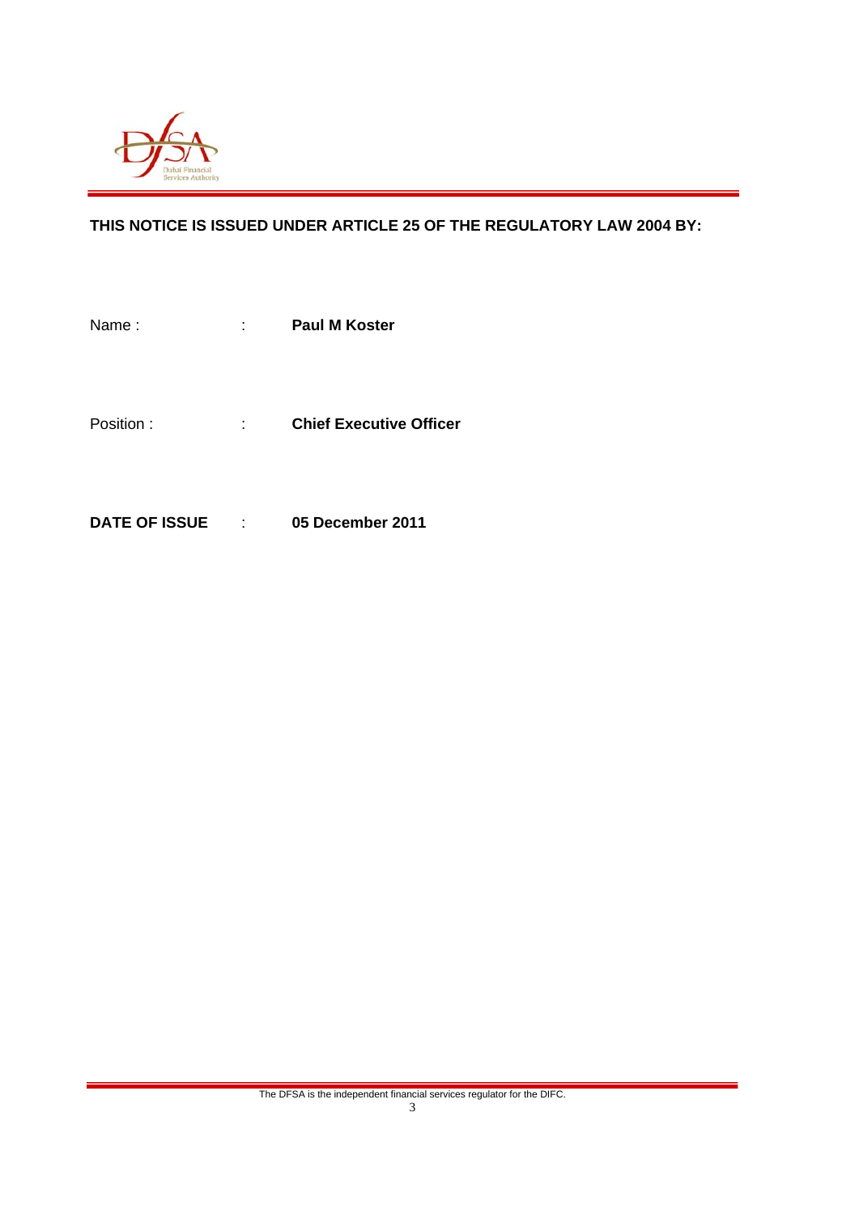**THIS NOTICE IS ISSUED UNDER ARTICLE 25 OF THE REGULATORY LAW 2004 BY:**

Name : : **Paul M Koster**

Position : : **Chief Executive Officer**

**DATE OF ISSUE** : **05 December 2011**